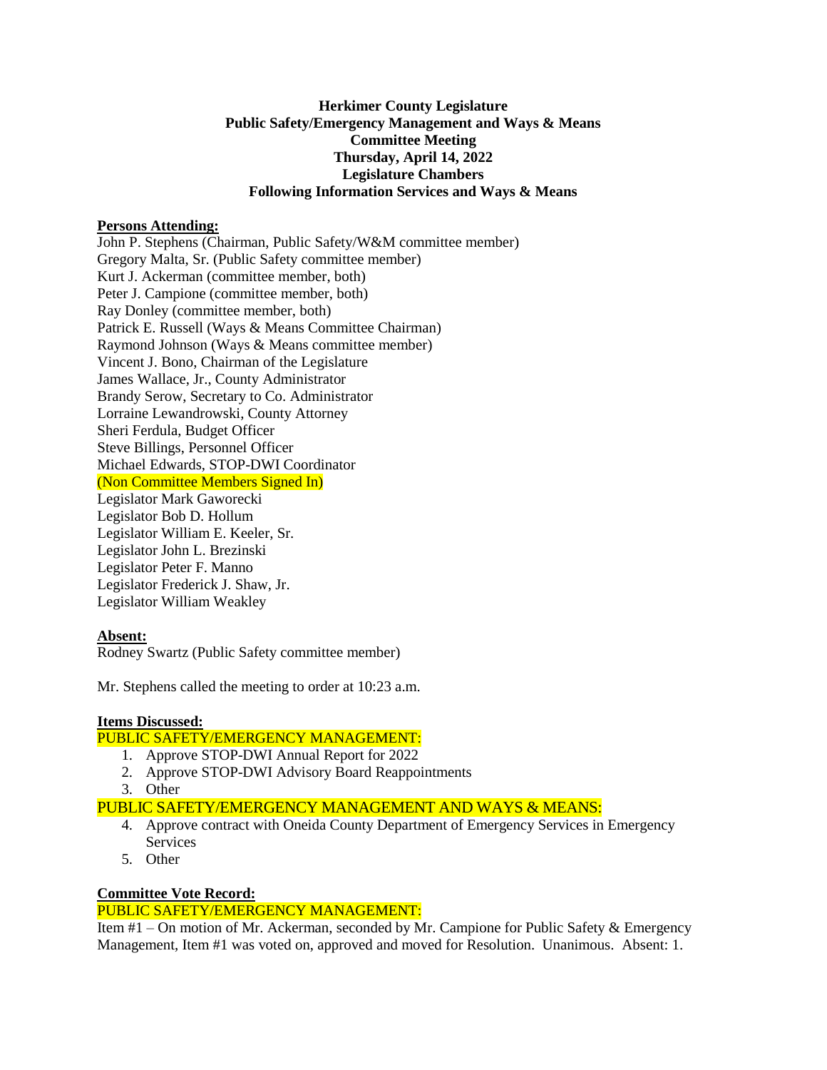**Herkimer County Legislature**
**Public Safety/Emergency Management and Ways & Means**
**Committee Meeting**
**Thursday, April 14, 2022**
**Legislature Chambers**
**Following Information Services and Ways & Means**

**Persons Attending:**

John P. Stephens (Chairman, Public Safety/W&M committee member)
Gregory Malta, Sr. (Public Safety committee member)
Kurt J. Ackerman (committee member, both)
Peter J. Campione (committee member, both)
Ray Donley (committee member, both)
Patrick E. Russell (Ways & Means Committee Chairman)
Raymond Johnson (Ways & Means committee member)
Vincent J. Bono, Chairman of the Legislature
James Wallace, Jr., County Administrator
Brandy Serow, Secretary to Co. Administrator
Lorraine Lewandrowski, County Attorney
Sheri Ferdula, Budget Officer
Steve Billings, Personnel Officer
Michael Edwards, STOP-DWI Coordinator
(Non Committee Members Signed In)
Legislator Mark Gaworecki
Legislator Bob D. Hollum
Legislator William E. Keeler, Sr.
Legislator John L. Brezinski
Legislator Peter F. Manno
Legislator Frederick J. Shaw, Jr.
Legislator William Weakley

**Absent:**

Rodney Swartz (Public Safety committee member)

Mr. Stephens called the meeting to order at 10:23 a.m.

**Items Discussed:**

PUBLIC SAFETY/EMERGENCY MANAGEMENT:

1. Approve STOP-DWI Annual Report for 2022
2. Approve STOP-DWI Advisory Board Reappointments
3. Other

PUBLIC SAFETY/EMERGENCY MANAGEMENT AND WAYS & MEANS:

4. Approve contract with Oneida County Department of Emergency Services in Emergency Services
5. Other

**Committee Vote Record:**

PUBLIC SAFETY/EMERGENCY MANAGEMENT:

Item #1 – On motion of Mr. Ackerman, seconded by Mr. Campione for Public Safety & Emergency Management, Item #1 was voted on, approved and moved for Resolution. Unanimous. Absent: 1.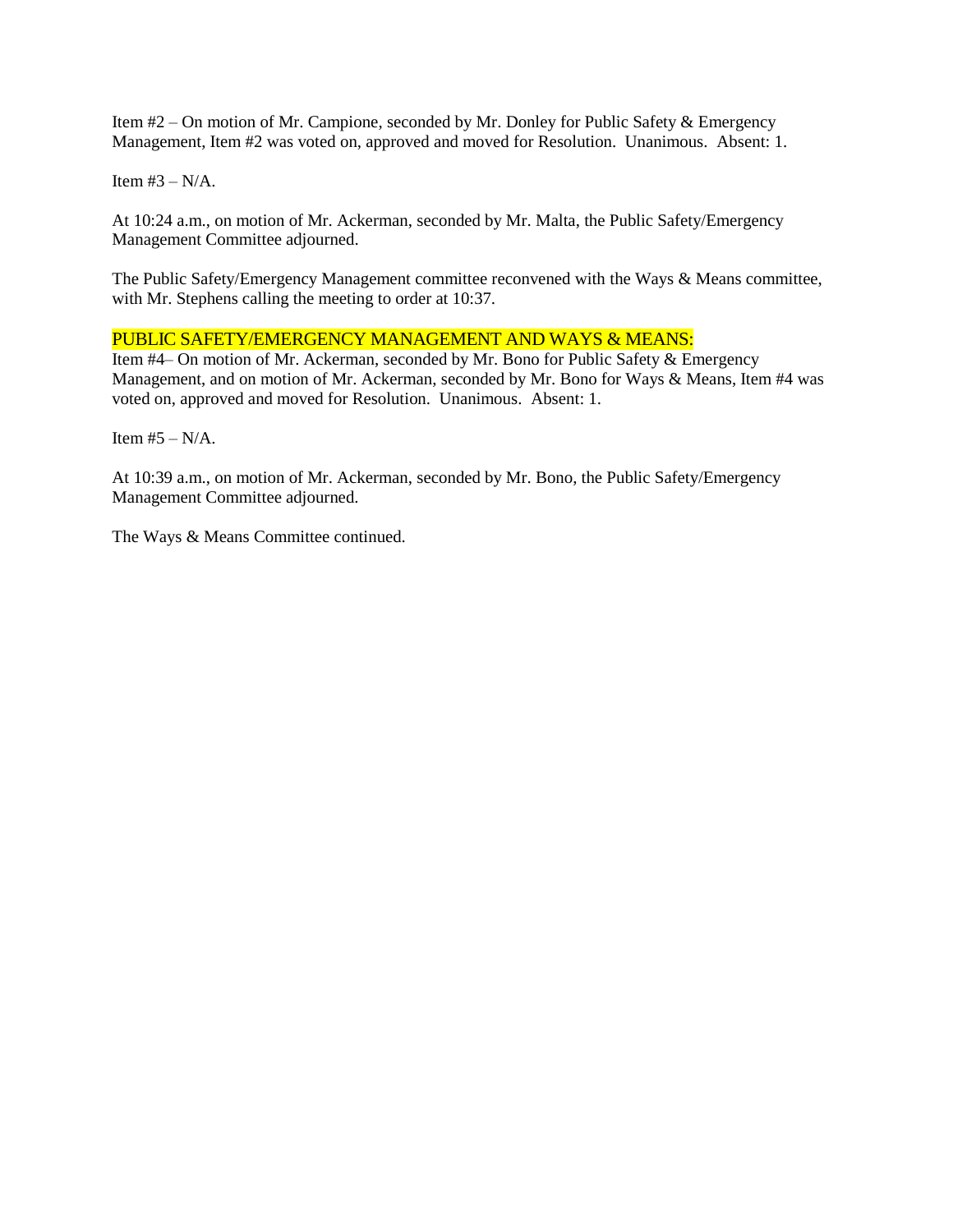Item #2 – On motion of Mr. Campione, seconded by Mr. Donley for Public Safety & Emergency Management, Item #2 was voted on, approved and moved for Resolution. Unanimous. Absent: 1.

Item #3 – N/A.

At 10:24 a.m., on motion of Mr. Ackerman, seconded by Mr. Malta, the Public Safety/Emergency Management Committee adjourned.

The Public Safety/Emergency Management committee reconvened with the Ways & Means committee, with Mr. Stephens calling the meeting to order at 10:37.

PUBLIC SAFETY/EMERGENCY MANAGEMENT AND WAYS & MEANS:

Item #4– On motion of Mr. Ackerman, seconded by Mr. Bono for Public Safety & Emergency Management, and on motion of Mr. Ackerman, seconded by Mr. Bono for Ways & Means, Item #4 was voted on, approved and moved for Resolution. Unanimous. Absent: 1.

Item #5 – N/A.

At 10:39 a.m., on motion of Mr. Ackerman, seconded by Mr. Bono, the Public Safety/Emergency Management Committee adjourned.

The Ways & Means Committee continued.